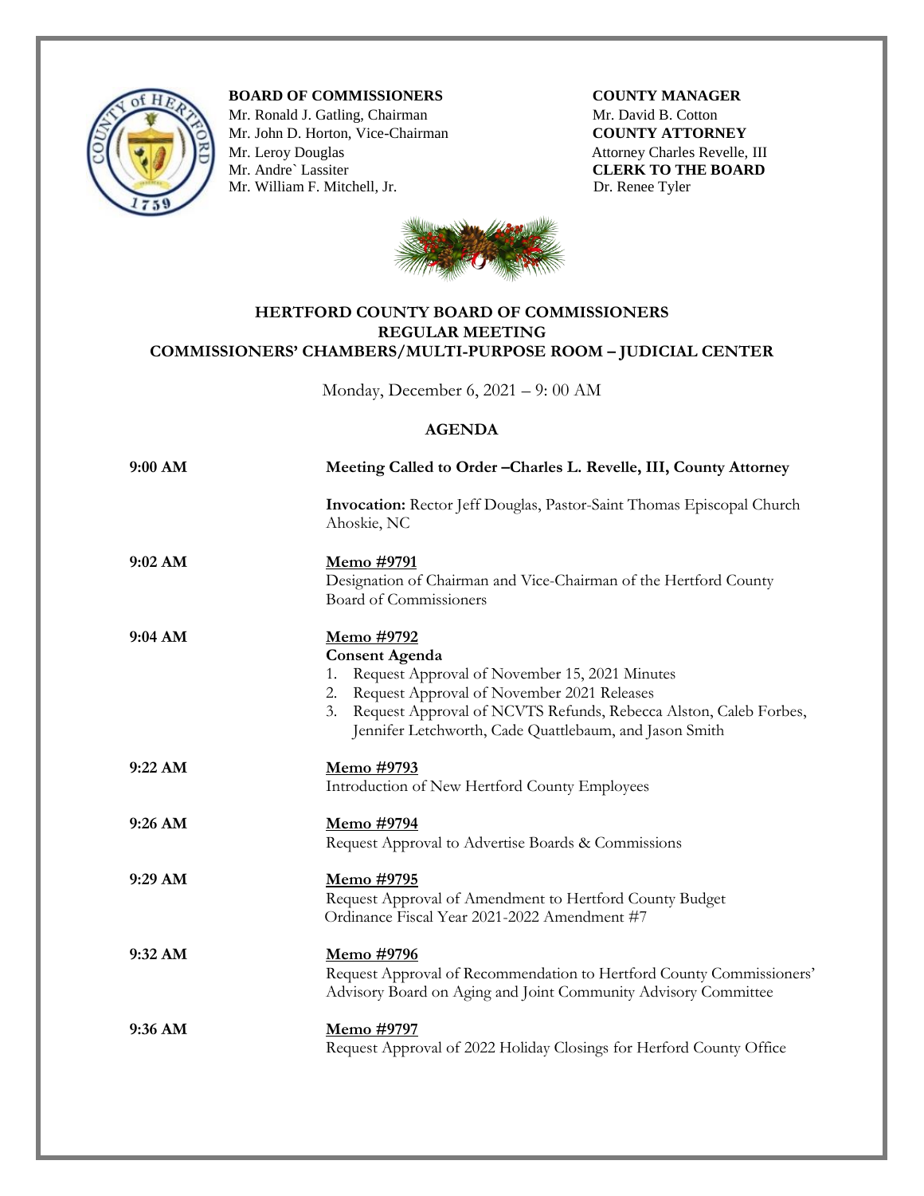**BOARD OF COMMISSIONERS**
Mr. Ronald J. Gatling, Chairman
Mr. John D. Horton, Vice-Chairman
Mr. Leroy Douglas
Mr. Andre` Lassiter
Mr. William F. Mitchell, Jr.

**COUNTY MANAGER**
Mr. David B. Cotton
**COUNTY ATTORNEY**
Attorney Charles Revelle, III
**CLERK TO THE BOARD**
Dr. Renee Tyler

# HERTFORD COUNTY BOARD OF COMMISSIONERS
## REGULAR MEETING
## COMMISSIONERS' CHAMBERS/MULTI-PURPOSE ROOM – JUDICIAL CENTER

Monday, December 6, 2021 – 9: 00 AM

## AGENDA

| | |
|---|---|
| **9:00 AM** | **Meeting Called to Order –Charles L. Revelle, III, County Attorney** |
| | **Invocation:** Rector Jeff Douglas, Pastor-Saint Thomas Episcopal Church Ahoskie, NC |
| **9:02 AM** | **Memo #9791**<br>Designation of Chairman and Vice-Chairman of the Hertford County Board of Commissioners |
| **9:04 AM** | **Memo #9792**<br>**Consent Agenda**<br>1. Request Approval of November 15, 2021 Minutes<br>2. Request Approval of November 2021 Releases<br>3. Request Approval of NCVTS Refunds, Rebecca Alston, Caleb Forbes, Jennifer Letchworth, Cade Quattlebaum, and Jason Smith |
| **9:22 AM** | **Memo #9793**<br>Introduction of New Hertford County Employees |
| **9:26 AM** | **Memo #9794**<br>Request Approval to Advertise Boards & Commissions |
| **9:29 AM** | **Memo #9795**<br>Request Approval of Amendment to Hertford County Budget Ordinance Fiscal Year 2021-2022 Amendment #7 |
| **9:32 AM** | **Memo #9796**<br>Request Approval of Recommendation to Hertford County Commissioners' Advisory Board on Aging and Joint Community Advisory Committee |
| **9:36 AM** | **Memo #9797**<br>Request Approval of 2022 Holiday Closings for Herford County Office |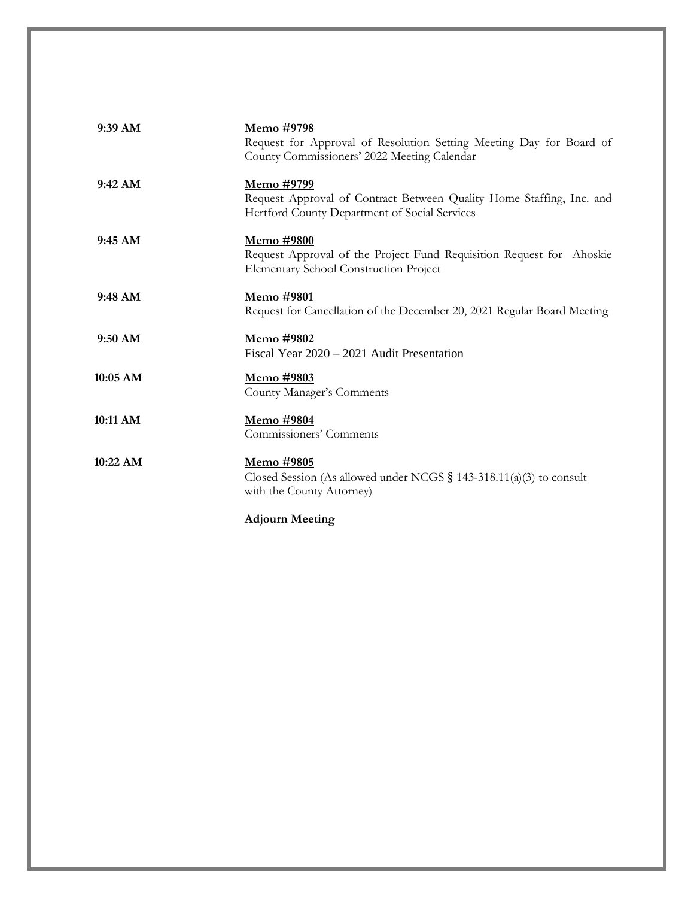| | |
|---|---|
| **9:39 AM** | **Memo #9798**<br>Request for Approval of Resolution Setting Meeting Day for Board of County Commissioners' 2022 Meeting Calendar |
| **9:42 AM** | **Memo #9799**<br>Request Approval of Contract Between Quality Home Staffing, Inc. and Hertford County Department of Social Services |
| **9:45 AM** | **Memo #9800**<br>Request Approval of the Project Fund Requisition Request for Ahoskie Elementary School Construction Project |
| **9:48 AM** | **Memo #9801**<br>Request for Cancellation of the December 20, 2021 Regular Board Meeting |
| **9:50 AM** | **Memo #9802**<br>Fiscal Year 2020 – 2021 Audit Presentation |
| **10:05 AM** | **Memo #9803**<br>County Manager's Comments |
| **10:11 AM** | **Memo #9804**<br>Commissioners' Comments |
| **10:22 AM** | **Memo #9805**<br>Closed Session (As allowed under NCGS § 143-318.11(a)(3) to consult with the County Attorney) |
| | **Adjourn Meeting** |